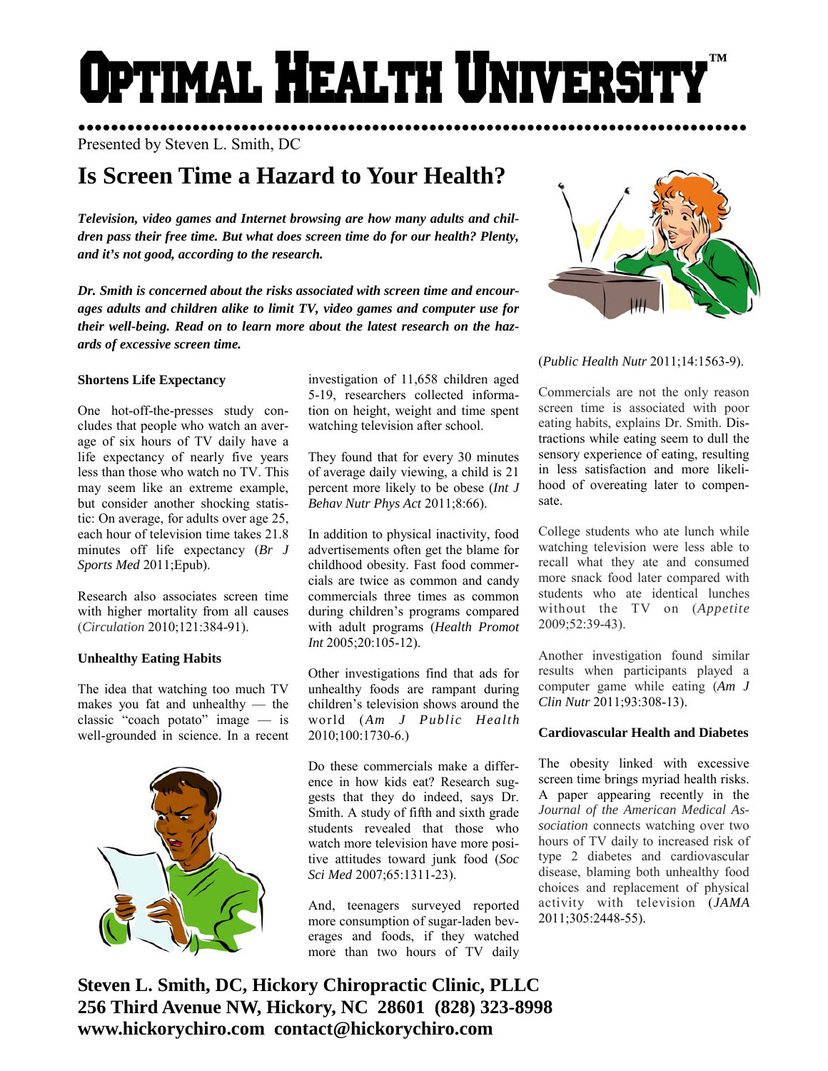# Optimal Health University™

Presented by Steven L. Smith, DC

## Is Screen Time a Hazard to Your Health?

***Television, video games and Internet browsing are how many adults and children pass their free time. But what does screen time do for our health? Plenty, and it's not good, according to the research.***

***Dr. Smith is concerned about the risks associated with screen time and encourages adults and children alike to limit TV, video games and computer use for their well-being. Read on to learn more about the latest research on the hazards of excessive screen time.***

### Shortens Life Expectancy

One hot-off-the-presses study concludes that people who watch an average of six hours of TV daily have a life expectancy of nearly five years less than those who watch no TV. This may seem like an extreme example, but consider another shocking statistic: On average, for adults over age 25, each hour of television time takes 21.8 minutes off life expectancy (*Br J Sports Med* 2011;Epub).

Research also associates screen time with higher mortality from all causes (*Circulation* 2010;121:384-91).

### Unhealthy Eating Habits

The idea that watching too much TV makes you fat and unhealthy — the classic "coach potato" image — is well-grounded in science. In a recent investigation of 11,658 children aged 5-19, researchers collected information on height, weight and time spent watching television after school.

They found that for every 30 minutes of average daily viewing, a child is 21 percent more likely to be obese (*Int J Behav Nutr Phys Act* 2011;8:66).

In addition to physical inactivity, food advertisements often get the blame for childhood obesity. Fast food commercials are twice as common and candy commercials three times as common during children's programs compared with adult programs (*Health Promot Int* 2005;20:105-12).

Other investigations find that ads for unhealthy foods are rampant during children's television shows around the world (*Am J Public Health* 2010;100:1730-6.)

Do these commercials make a difference in how kids eat? Research suggests that they do indeed, says Dr. Smith. A study of fifth and sixth grade students revealed that those who watch more television have more positive attitudes toward junk food (*Soc Sci Med* 2007;65:1311-23).

And, teenagers surveyed reported more consumption of sugar-laden beverages and foods, if they watched more than two hours of TV daily (*Public Health Nutr* 2011;14:1563-9).

Commercials are not the only reason screen time is associated with poor eating habits, explains Dr. Smith. Distractions while eating seem to dull the sensory experience of eating, resulting in less satisfaction and more likelihood of overeating later to compensate.

College students who ate lunch while watching television were less able to recall what they ate and consumed more snack food later compared with students who ate identical lunches without the TV on (*Appetite* 2009;52:39-43).

Another investigation found similar results when participants played a computer game while eating (*Am J Clin Nutr* 2011;93:308-13).

### Cardiovascular Health and Diabetes

The obesity linked with excessive screen time brings myriad health risks. A paper appearing recently in the *Journal of the American Medical Association* connects watching over two hours of TV daily to increased risk of type 2 diabetes and cardiovascular disease, blaming both unhealthy food choices and replacement of physical activity with television (*JAMA* 2011;305:2448-55).

**Steven L. Smith, DC, Hickory Chiropractic Clinic, PLLC**
**256 Third Avenue NW, Hickory, NC 28601 (828) 323-8998**
**www.hickorychiro.com contact@hickorychiro.com**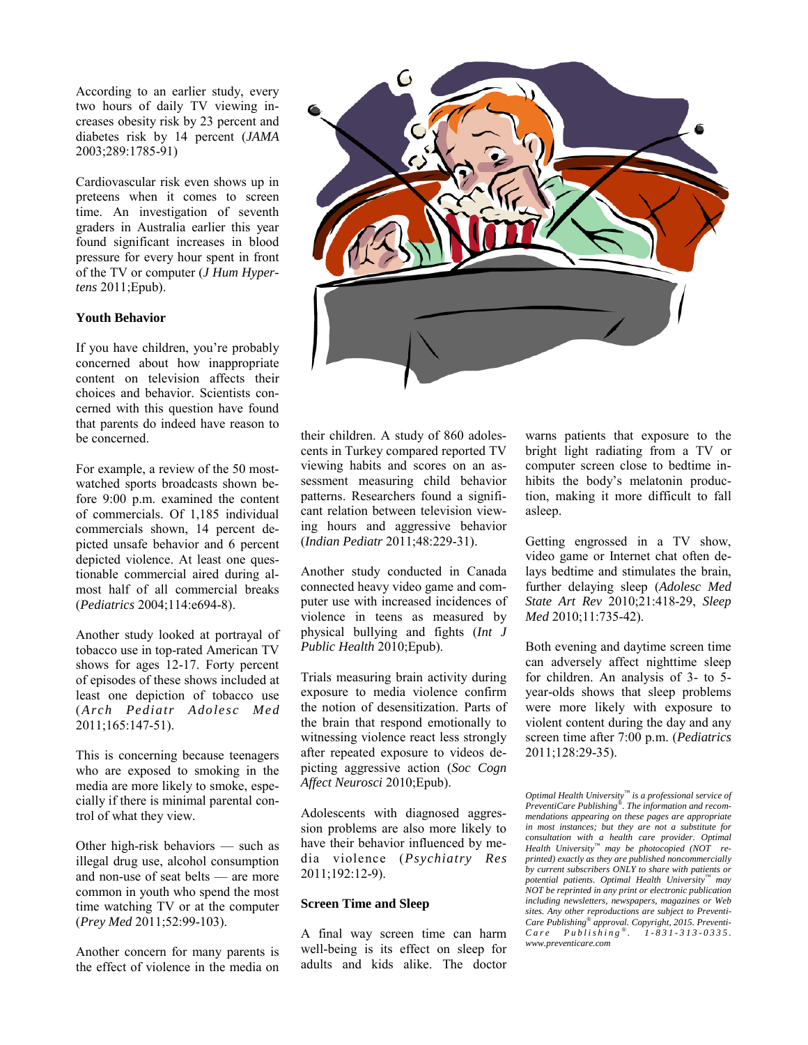According to an earlier study, every two hours of daily TV viewing increases obesity risk by 23 percent and diabetes risk by 14 percent (*JAMA* 2003;289:1785-91)

Cardiovascular risk even shows up in preteens when it comes to screen time. An investigation of seventh graders in Australia earlier this year found significant increases in blood pressure for every hour spent in front of the TV or computer (*J Hum Hypertens* 2011;Epub).

**Youth Behavior**

If you have children, you're probably concerned about how inappropriate content on television affects their choices and behavior. Scientists concerned with this question have found that parents do indeed have reason to be concerned.

For example, a review of the 50 most-watched sports broadcasts shown before 9:00 p.m. examined the content of commercials. Of 1,185 individual commercials shown, 14 percent depicted unsafe behavior and 6 percent depicted violence. At least one questionable commercial aired during almost half of all commercial breaks (*Pediatrics* 2004;114:e694-8).

Another study looked at portrayal of tobacco use in top-rated American TV shows for ages 12-17. Forty percent of episodes of these shows included at least one depiction of tobacco use (*Arch Pediatr Adolesc Med* 2011;165:147-51).

This is concerning because teenagers who are exposed to smoking in the media are more likely to smoke, especially if there is minimal parental control of what they view.

Other high-risk behaviors — such as illegal drug use, alcohol consumption and non-use of seat belts — are more common in youth who spend the most time watching TV or at the computer (*Prev Med* 2011;52:99-103).

Another concern for many parents is the effect of violence in the media on their children. A study of 860 adolescents in Turkey compared reported TV viewing habits and scores on an assessment measuring child behavior patterns. Researchers found a significant relation between television viewing hours and aggressive behavior (*Indian Pediatr* 2011;48:229-31).

Another study conducted in Canada connected heavy video game and computer use with increased incidences of violence in teens as measured by physical bullying and fights (*Int J Public Health* 2010;Epub).

Trials measuring brain activity during exposure to media violence confirm the notion of desensitization. Parts of the brain that respond emotionally to witnessing violence react less strongly after repeated exposure to videos depicting aggressive action (*Soc Cogn Affect Neurosci* 2010;Epub).

Adolescents with diagnosed aggression problems are also more likely to have their behavior influenced by media violence (*Psychiatry Res* 2011;192:12-9).

**Screen Time and Sleep**

A final way screen time can harm well-being is its effect on sleep for adults and kids alike. The doctor warns patients that exposure to the bright light radiating from a TV or computer screen close to bedtime inhibits the body's melatonin production, making it more difficult to fall asleep.

Getting engrossed in a TV show, video game or Internet chat often delays bedtime and stimulates the brain, further delaying sleep (*Adolesc Med State Art Rev* 2010;21:418-29, *Sleep Med* 2010;11:735-42).

Both evening and daytime screen time can adversely affect nighttime sleep for children. An analysis of 3- to 5-year-olds shows that sleep problems were more likely with exposure to violent content during the day and any screen time after 7:00 p.m. (*Pediatrics* 2011;128:29-35).

*Optimal Health University™ is a professional service of PreventiCare Publishing®. The information and recommendations appearing on these pages are appropriate in most instances; but they are not a substitute for consultation with a health care provider. Optimal Health University™ may be photocopied (NOT reprinted) exactly as they are published noncommercially by current subscribers ONLY to share with patients or potential patients. Optimal Health University™ may NOT be reprinted in any print or electronic publication including newsletters, newspapers, magazines or Web sites. Any other reproductions are subject to PreventiCare Publishing® approval. Copyright, 2015. PreventiCare Publishing®. 1-831-313-0335. www.preventicare.com*